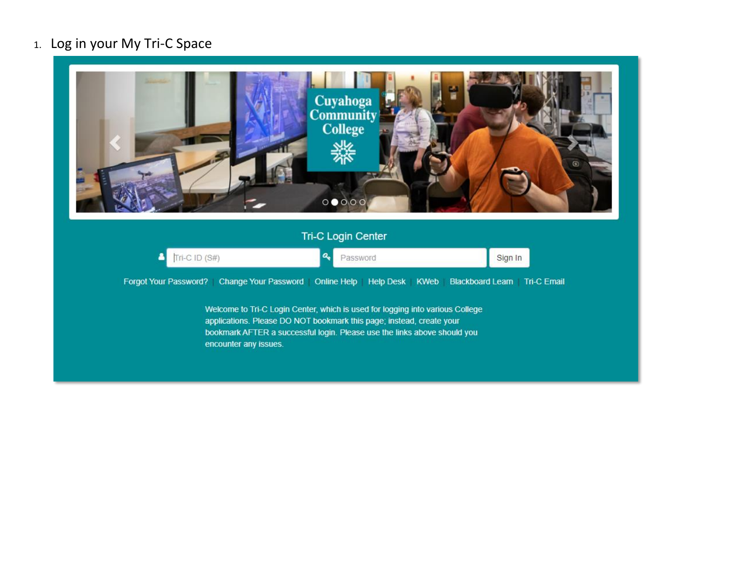1. Log in your My Tri-C Space

Tri-C Login Center

Tri-C ID (S#)

Password

Sign In

Forgot Your Password? | Change Your Password | Online Help | Help Desk | KWeb | Blackboard Learn | Tri-C Email

Welcome to Tri-C Login Center, which is used for logging into various College applications. Please DO NOT bookmark this page; instead, create your bookmark AFTER a successful login. Please use the links above should you encounter any issues.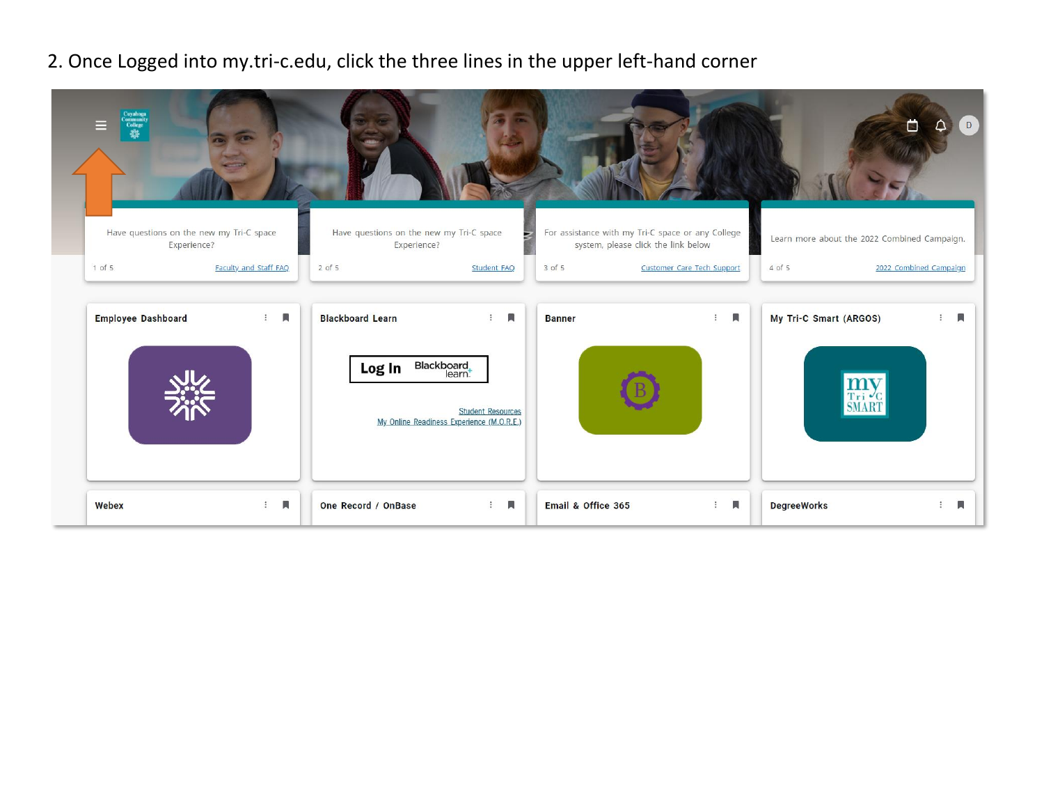2. Once Logged into my.tri-c.edu, click the three lines in the upper left-hand corner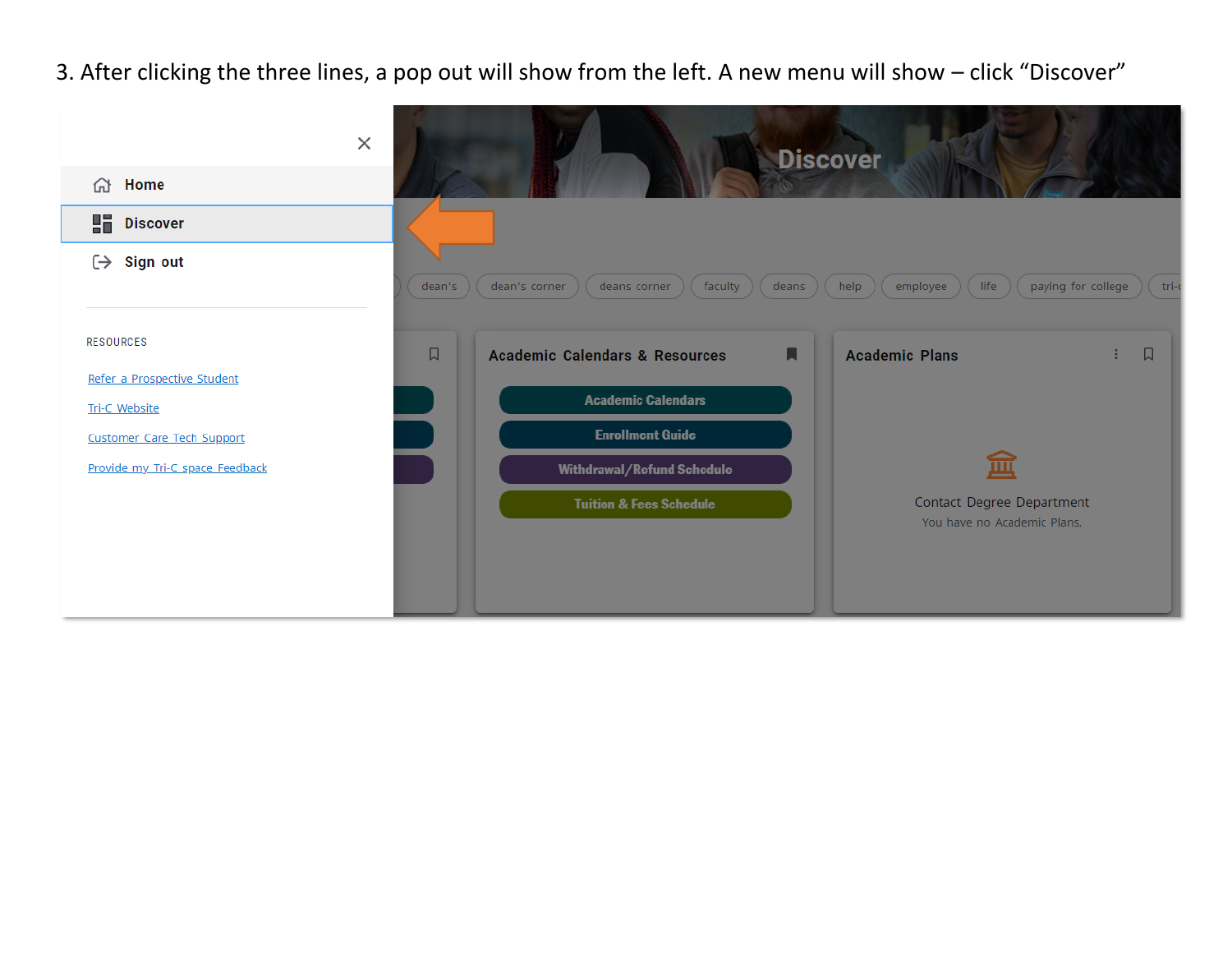3. After clicking the three lines, a pop out will show from the left. A new menu will show – click “Discover”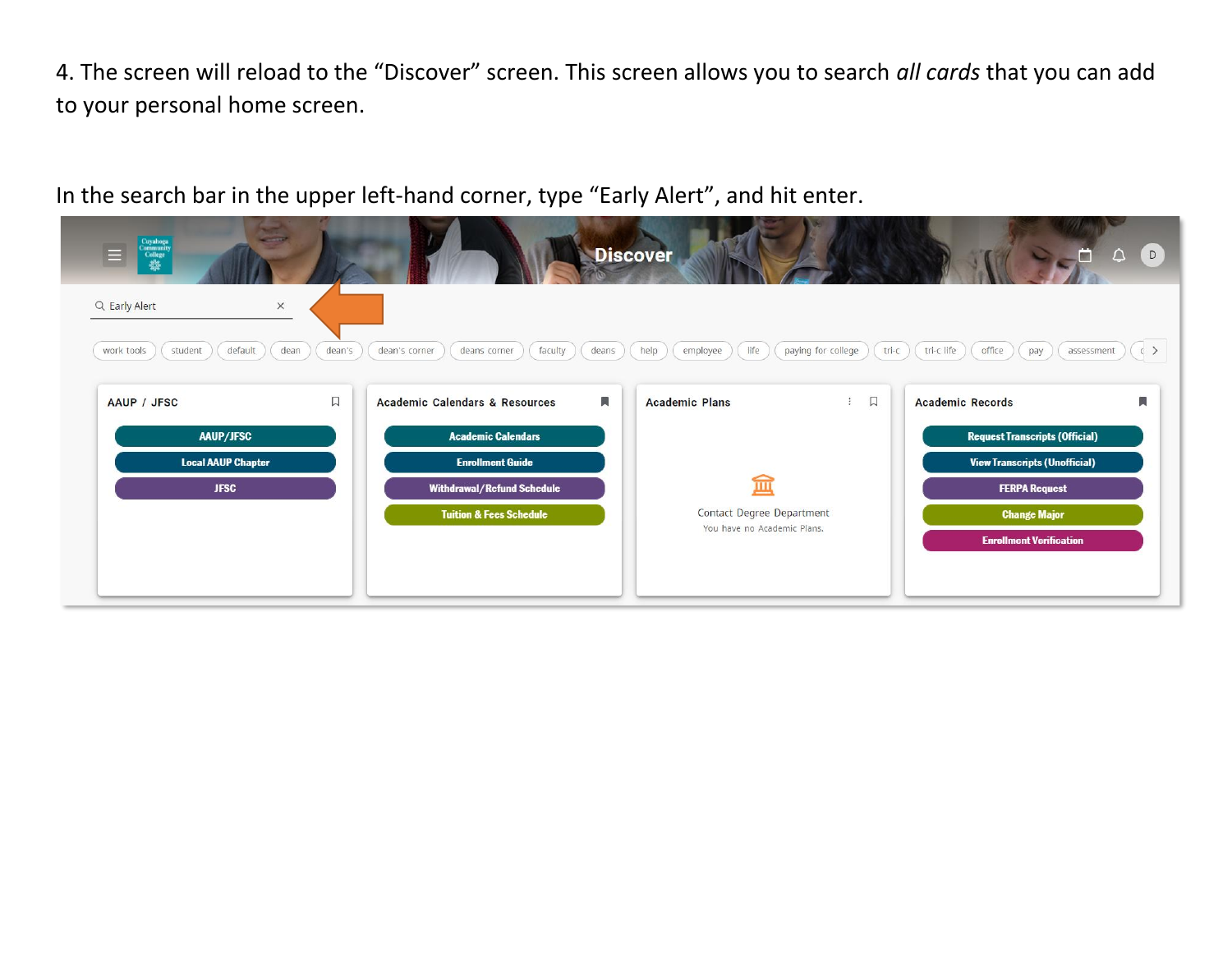4. The screen will reload to the “Discover” screen. This screen allows you to search *all cards* that you can add to your personal home screen.

In the search bar in the upper left-hand corner, type “Early Alert”, and hit enter.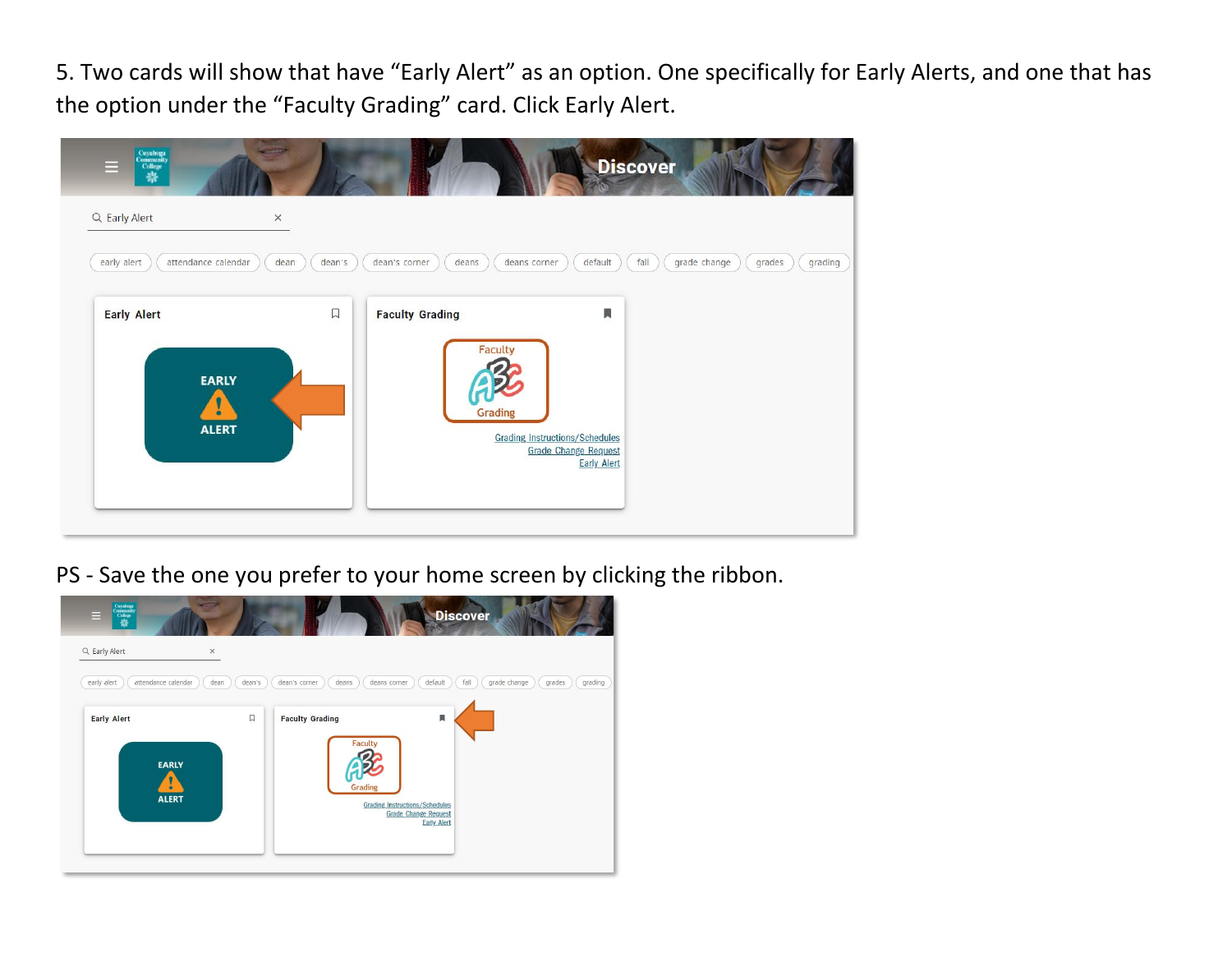5. Two cards will show that have “Early Alert” as an option. One specifically for Early Alerts, and one that has the option under the “Faculty Grading” card. Click Early Alert.

PS - Save the one you prefer to your home screen by clicking the ribbon.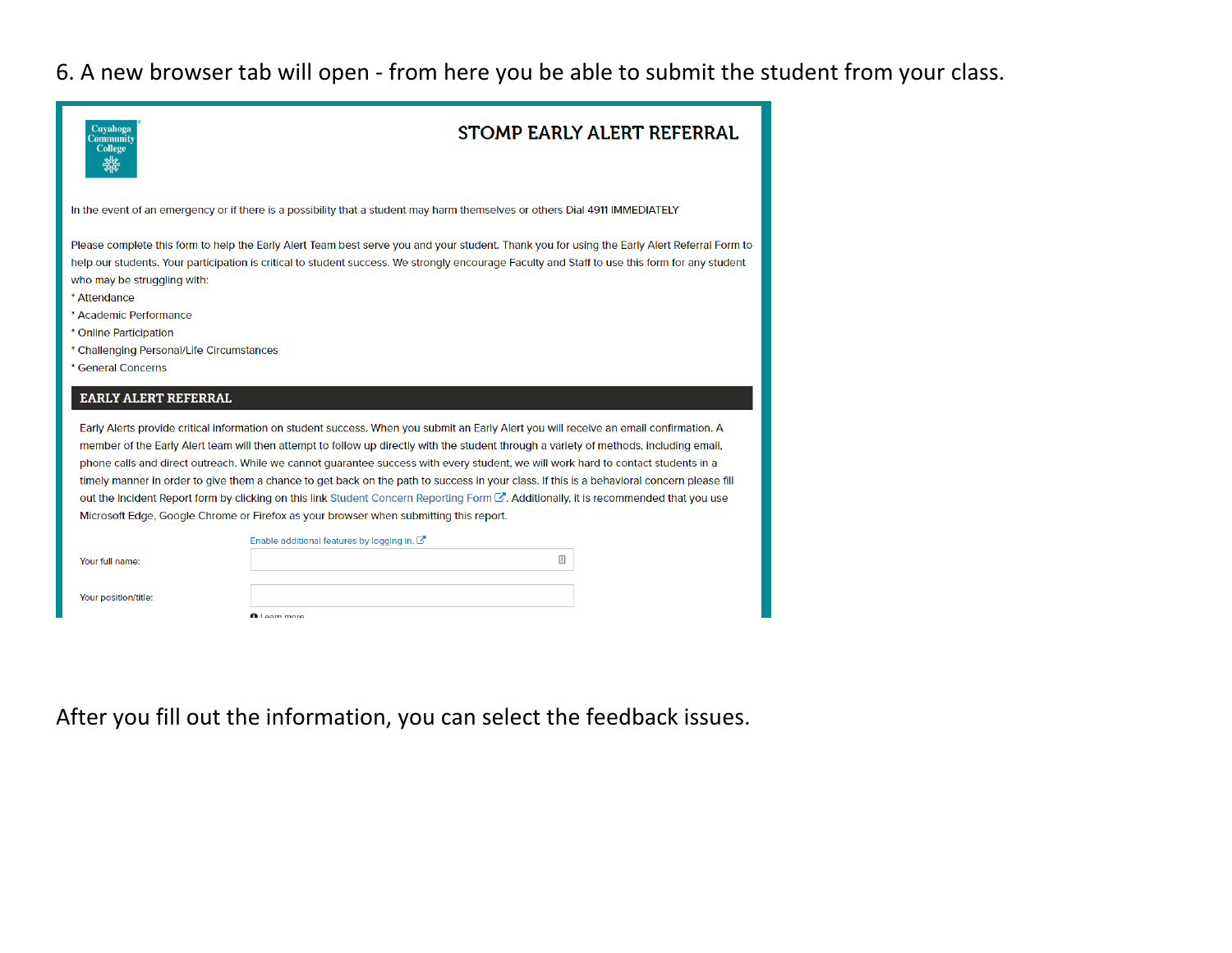6. A new browser tab will open - from here you be able to submit the student from your class.

Cuyahoga Community College

## STOMP EARLY ALERT REFERRAL

In the event of an emergency or if there is a possibility that a student may harm themselves or others Dial 4911 IMMEDIATELY

Please complete this form to help the Early Alert Team best serve you and your student. Thank you for using the Early Alert Referral Form to help our students. Your participation is critical to student success. We strongly encourage Faculty and Staff to use this form for any student who may be struggling with:

* Attendance
* Academic Performance
* Online Participation
* Challenging Personal/Life Circumstances
* General Concerns

### EARLY ALERT REFERRAL

Early Alerts provide critical information on student success. When you submit an Early Alert you will receive an email confirmation. A member of the Early Alert team will then attempt to follow up directly with the student through a variety of methods, including email, phone calls and direct outreach. While we cannot guarantee success with every student, we will work hard to contact students in a timely manner in order to give them a chance to get back on the path to success in your class. If this is a behavioral concern please fill out the Incident Report form by clicking on this link Student Concern Reporting Form. Additionally, it is recommended that you use Microsoft Edge, Google Chrome or Firefox as your browser when submitting this report.

Enable additional features by logging in.

Your full name:

Your position/title:

Learn more

After you fill out the information, you can select the feedback issues.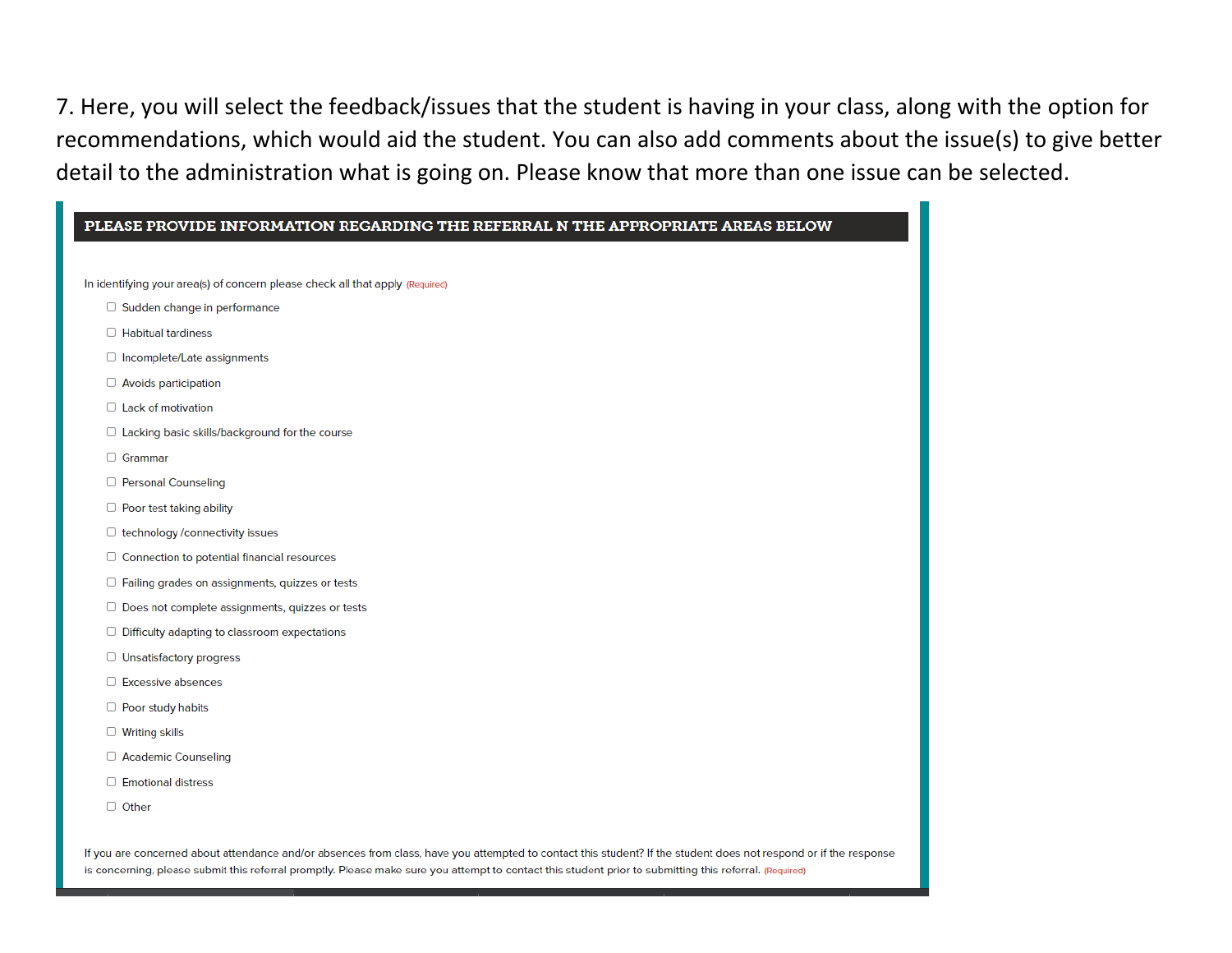7. Here, you will select the feedback/issues that the student is having in your class, along with the option for recommendations, which would aid the student. You can also add comments about the issue(s) to give better detail to the administration what is going on. Please know that more than one issue can be selected.

**PLEASE PROVIDE INFORMATION REGARDING THE REFERRAL N THE APPROPRIATE AREAS BELOW**

In identifying your area(s) of concern please check all that apply (Required)

- ☐ Sudden change in performance
- ☐ Habitual tardiness
- ☐ Incomplete/Late assignments
- ☐ Avoids participation
- ☐ Lack of motivation
- ☐ Lacking basic skills/background for the course
- ☐ Grammar
- ☐ Personal Counseling
- ☐ Poor test taking ability
- ☐ technology /connectivity issues
- ☐ Connection to potential financial resources
- ☐ Failing grades on assignments, quizzes or tests
- ☐ Does not complete assignments, quizzes or tests
- ☐ Difficulty adapting to classroom expectations
- ☐ Unsatisfactory progress
- ☐ Excessive absences
- ☐ Poor study habits
- ☐ Writing skills
- ☐ Academic Counseling
- ☐ Emotional distress
- ☐ Other

If you are concerned about attendance and/or absences from class, have you attempted to contact this student? If the student does not respond or if the response is concerning, please submit this referral promptly. Please make sure you attempt to contact this student prior to submitting this referral. (Required)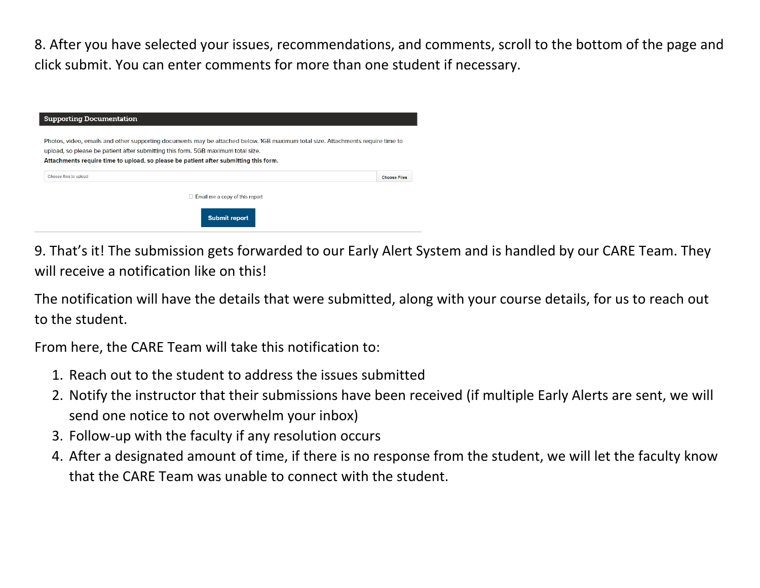8. After you have selected your issues, recommendations, and comments, scroll to the bottom of the page and click submit. You can enter comments for more than one student if necessary.

**Supporting Documentation**

Photos, video, emails and other supporting documents may be attached below. 1GB maximum total size. Attachments require time to upload, so please be patient after submitting this form. 5GB maximum total size.

**Attachments require time to upload, so please be patient after submitting this form.**

Choose files to upload Choose Files

☐ Email me a copy of this report

Submit report

9. That's it! The submission gets forwarded to our Early Alert System and is handled by our CARE Team. They will receive a notification like on this!

The notification will have the details that were submitted, along with your course details, for us to reach out to the student.

From here, the CARE Team will take this notification to:

1. Reach out to the student to address the issues submitted
2. Notify the instructor that their submissions have been received (if multiple Early Alerts are sent, we will send one notice to not overwhelm your inbox)
3. Follow-up with the faculty if any resolution occurs
4. After a designated amount of time, if there is no response from the student, we will let the faculty know that the CARE Team was unable to connect with the student.